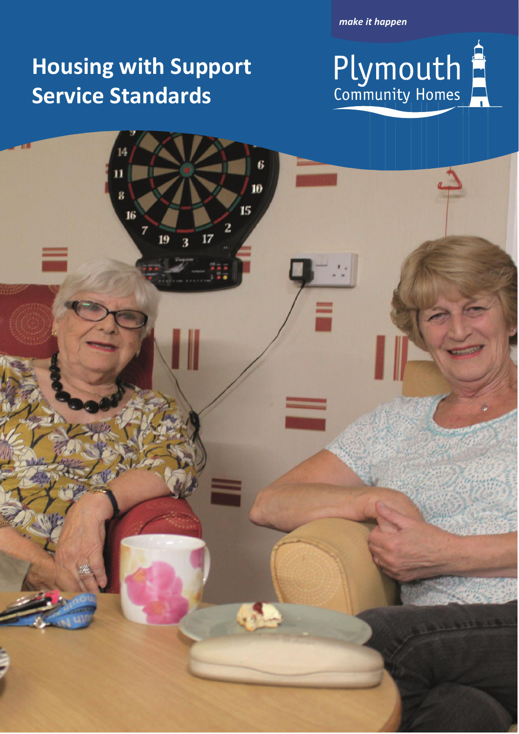*make it happen*

Plymouth Community Homes

# Housing with Support Service Standards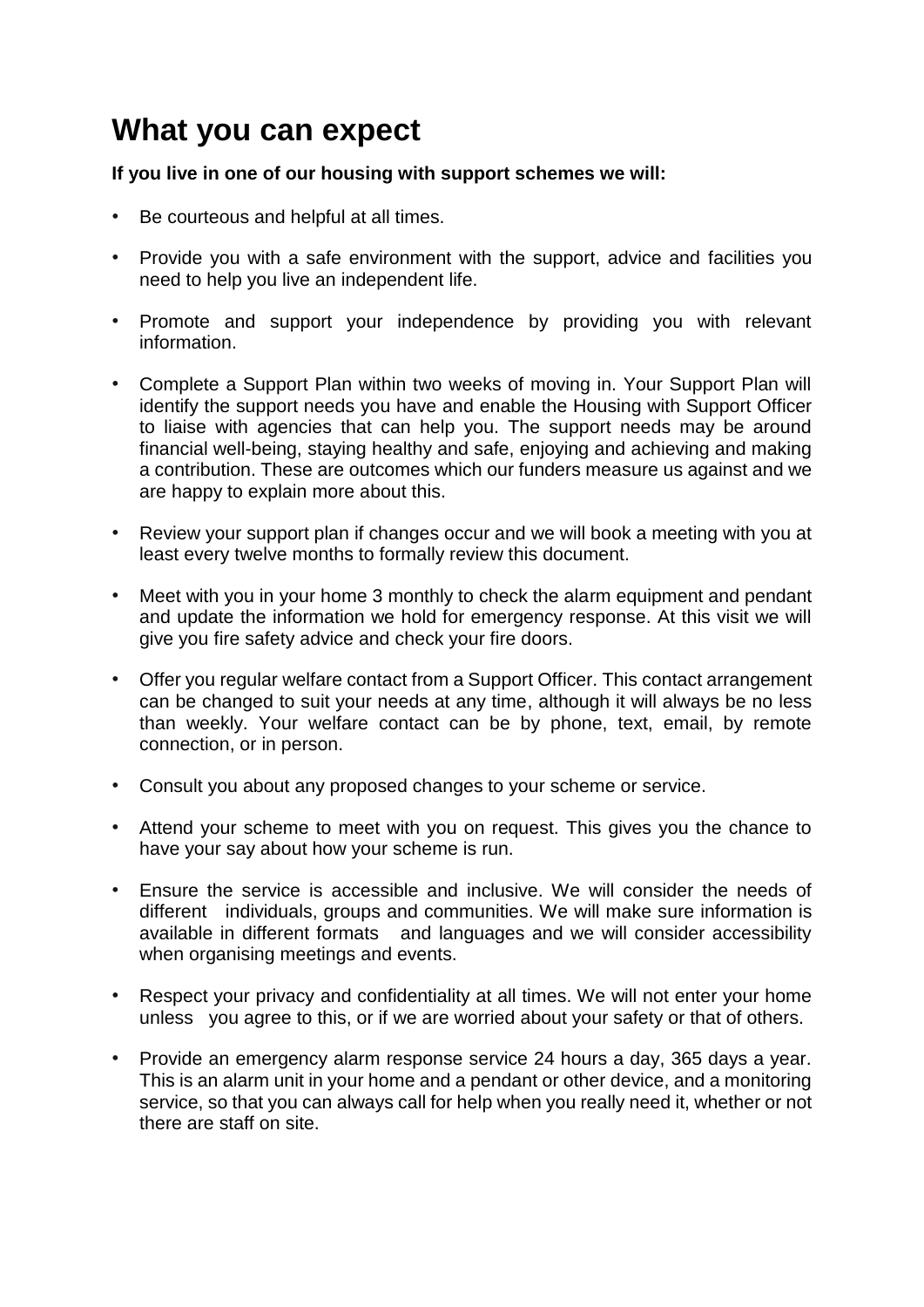# What you can expect

**If you live in one of our housing with support schemes we will:**

- Be courteous and helpful at all times.
- Provide you with a safe environment with the support, advice and facilities you need to help you live an independent life.
- Promote and support your independence by providing you with relevant information.
- Complete a Support Plan within two weeks of moving in. Your Support Plan will identify the support needs you have and enable the Housing with Support Officer to liaise with agencies that can help you. The support needs may be around financial well-being, staying healthy and safe, enjoying and achieving and making a contribution. These are outcomes which our funders measure us against and we are happy to explain more about this.
- Review your support plan if changes occur and we will book a meeting with you at least every twelve months to formally review this document.
- Meet with you in your home 3 monthly to check the alarm equipment and pendant and update the information we hold for emergency response. At this visit we will give you fire safety advice and check your fire doors.
- Offer you regular welfare contact from a Support Officer. This contact arrangement can be changed to suit your needs at any time, although it will always be no less than weekly. Your welfare contact can be by phone, text, email, by remote connection, or in person.
- Consult you about any proposed changes to your scheme or service.
- Attend your scheme to meet with you on request. This gives you the chance to have your say about how your scheme is run.
- Ensure the service is accessible and inclusive. We will consider the needs of different individuals, groups and communities. We will make sure information is available in different formats and languages and we will consider accessibility when organising meetings and events.
- Respect your privacy and confidentiality at all times. We will not enter your home unless you agree to this, or if we are worried about your safety or that of others.
- Provide an emergency alarm response service 24 hours a day, 365 days a year. This is an alarm unit in your home and a pendant or other device, and a monitoring service, so that you can always call for help when you really need it, whether or not there are staff on site.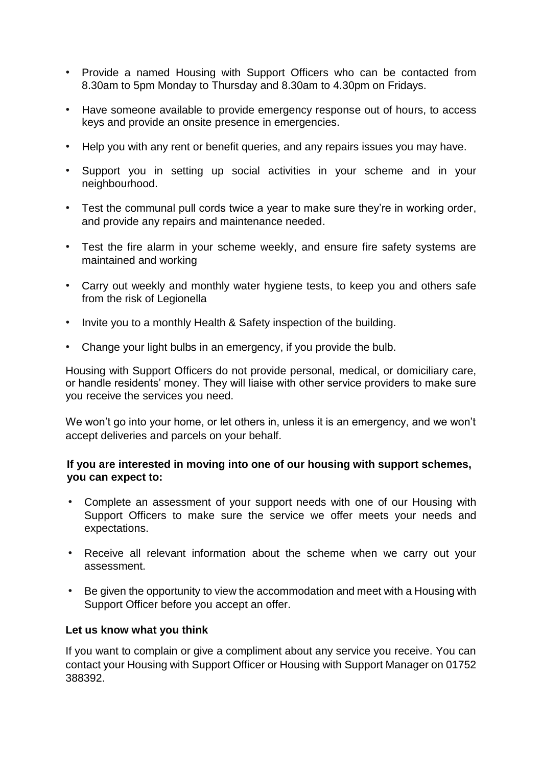- Provide a named Housing with Support Officers who can be contacted from 8.30am to 5pm Monday to Thursday and 8.30am to 4.30pm on Fridays.
- Have someone available to provide emergency response out of hours, to access keys and provide an onsite presence in emergencies.
- Help you with any rent or benefit queries, and any repairs issues you may have.
- Support you in setting up social activities in your scheme and in your neighbourhood.
- Test the communal pull cords twice a year to make sure they're in working order, and provide any repairs and maintenance needed.
- Test the fire alarm in your scheme weekly, and ensure fire safety systems are maintained and working
- Carry out weekly and monthly water hygiene tests, to keep you and others safe from the risk of Legionella
- Invite you to a monthly Health & Safety inspection of the building.
- Change your light bulbs in an emergency, if you provide the bulb.

Housing with Support Officers do not provide personal, medical, or domiciliary care, or handle residents' money. They will liaise with other service providers to make sure you receive the services you need.

We won't go into your home, or let others in, unless it is an emergency, and we won't accept deliveries and parcels on your behalf.

**If you are interested in moving into one of our housing with support schemes, you can expect to:**

- Complete an assessment of your support needs with one of our Housing with Support Officers to make sure the service we offer meets your needs and expectations.
- Receive all relevant information about the scheme when we carry out your assessment.
- Be given the opportunity to view the accommodation and meet with a Housing with Support Officer before you accept an offer.

**Let us know what you think**

If you want to complain or give a compliment about any service you receive. You can contact your Housing with Support Officer or Housing with Support Manager on 01752 388392.